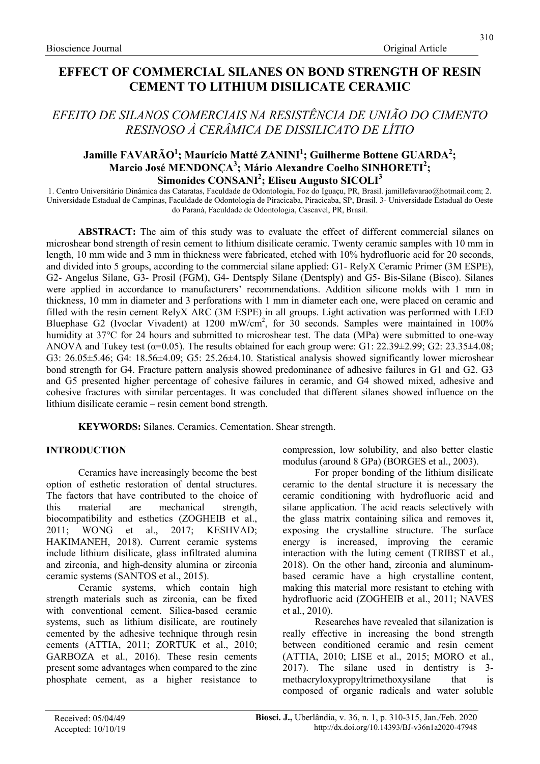# EFFECT OF COMMERCIAL SILANES ON BOND STRENGTH OF RESIN CEMENT TO LITHIUM DISILICATE CERAMIC

## *EFEITO DE SILANOS COMERCIAIS NA RESISTÊNCIA DE UNIÃO DO CIMENTO RESINOSO À CERÂMICA DE DISSILICATO DE LÍTIO*

**Jamille FAVARÃO[1]; Maurício Matté ZANINI[1]; Guilherme Bottene GUARDA[2]; Marcio José MENDONÇA[3]; Mário Alexandre Coelho SINHORETI[2]; Simonides CONSANI[2]; Eliseu Augusto SICOLI[3]**

1. Centro Universitário Dinâmica das Cataratas, Faculdade de Odontologia, Foz do Iguaçu, PR, Brasil. jamillefavarao@hotmail.com; 2. Universidade Estadual de Campinas, Faculdade de Odontologia de Piracicaba, Piracicaba, SP, Brasil. 3- Universidade Estadual do Oeste do Paraná, Faculdade de Odontologia, Cascavel, PR, Brasil.

**ABSTRACT:** The aim of this study was to evaluate the effect of different commercial silanes on microshear bond strength of resin cement to lithium disilicate ceramic. Twenty ceramic samples with 10 mm in length, 10 mm wide and 3 mm in thickness were fabricated, etched with 10% hydrofluoric acid for 20 seconds, and divided into 5 groups, according to the commercial silane applied: G1- RelyX Ceramic Primer (3M ESPE), G2- Angelus Silane, G3- Prosil (FGM), G4- Dentsply Silane (Dentsply) and G5- Bis-Silane (Bisco). Silanes were applied in accordance to manufacturers' recommendations. Addition silicone molds with 1 mm in thickness, 10 mm in diameter and 3 perforations with 1 mm in diameter each one, were placed on ceramic and filled with the resin cement RelyX ARC (3M ESPE) in all groups. Light activation was performed with LED Bluephase G2 (Ivoclar Vivadent) at 1200 mW/cm$^2$, for 30 seconds. Samples were maintained in 100% humidity at 37°C for 24 hours and submitted to microshear test. The data (MPa) were submitted to one-way ANOVA and Tukey test ($\alpha$=0.05). The results obtained for each group were: G1: 22.39±2.99; G2: 23.35±4.08; G3: 26.05±5.46; G4: 18.56±4.09; G5: 25.26±4.10. Statistical analysis showed significantly lower microshear bond strength for G4. Fracture pattern analysis showed predominance of adhesive failures in G1 and G2. G3 and G5 presented higher percentage of cohesive failures in ceramic, and G4 showed mixed, adhesive and cohesive fractures with similar percentages. It was concluded that different silanes showed influence on the lithium disilicate ceramic – resin cement bond strength.

**KEYWORDS:** Silanes. Ceramics. Cementation. Shear strength.

## INTRODUCTION

Ceramics have increasingly become the best option of esthetic restoration of dental structures. The factors that have contributed to the choice of this material are mechanical strength, biocompatibility and esthetics (ZOGHEIB et al., 2011; WONG et al., 2017; KESHVAD; HAKIMANEH, 2018). Current ceramic systems include lithium disilicate, glass infiltrated alumina and zirconia, and high-density alumina or zirconia ceramic systems (SANTOS et al., 2015).

Ceramic systems, which contain high strength materials such as zirconia, can be fixed with conventional cement. Silica-based ceramic systems, such as lithium disilicate, are routinely cemented by the adhesive technique through resin cements (ATTIA, 2011; ZORTUK et al., 2010; GARBOZA et al., 2016). These resin cements present some advantages when compared to the zinc phosphate cement, as a higher resistance to compression, low solubility, and also better elastic modulus (around 8 GPa) (BORGES et al., 2003).

For proper bonding of the lithium disilicate ceramic to the dental structure it is necessary the ceramic conditioning with hydrofluoric acid and silane application. The acid reacts selectively with the glass matrix containing silica and removes it, exposing the crystalline structure. The surface energy is increased, improving the ceramic interaction with the luting cement (TRIBST et al., 2018). On the other hand, zirconia and aluminum-based ceramic have a high crystalline content, making this material more resistant to etching with hydrofluoric acid (ZOGHEIB et al., 2011; NAVES et al., 2010).

Researches have revealed that silanization is really effective in increasing the bond strength between conditioned ceramic and resin cement (ATTIA, 2010; LISE et al., 2015; MORO et al., 2017). The silane used in dentistry is 3-methacryloxypropyltrimethoxysilane that is composed of organic radicals and water soluble

Received: 05/04/49
Accepted: 10/10/19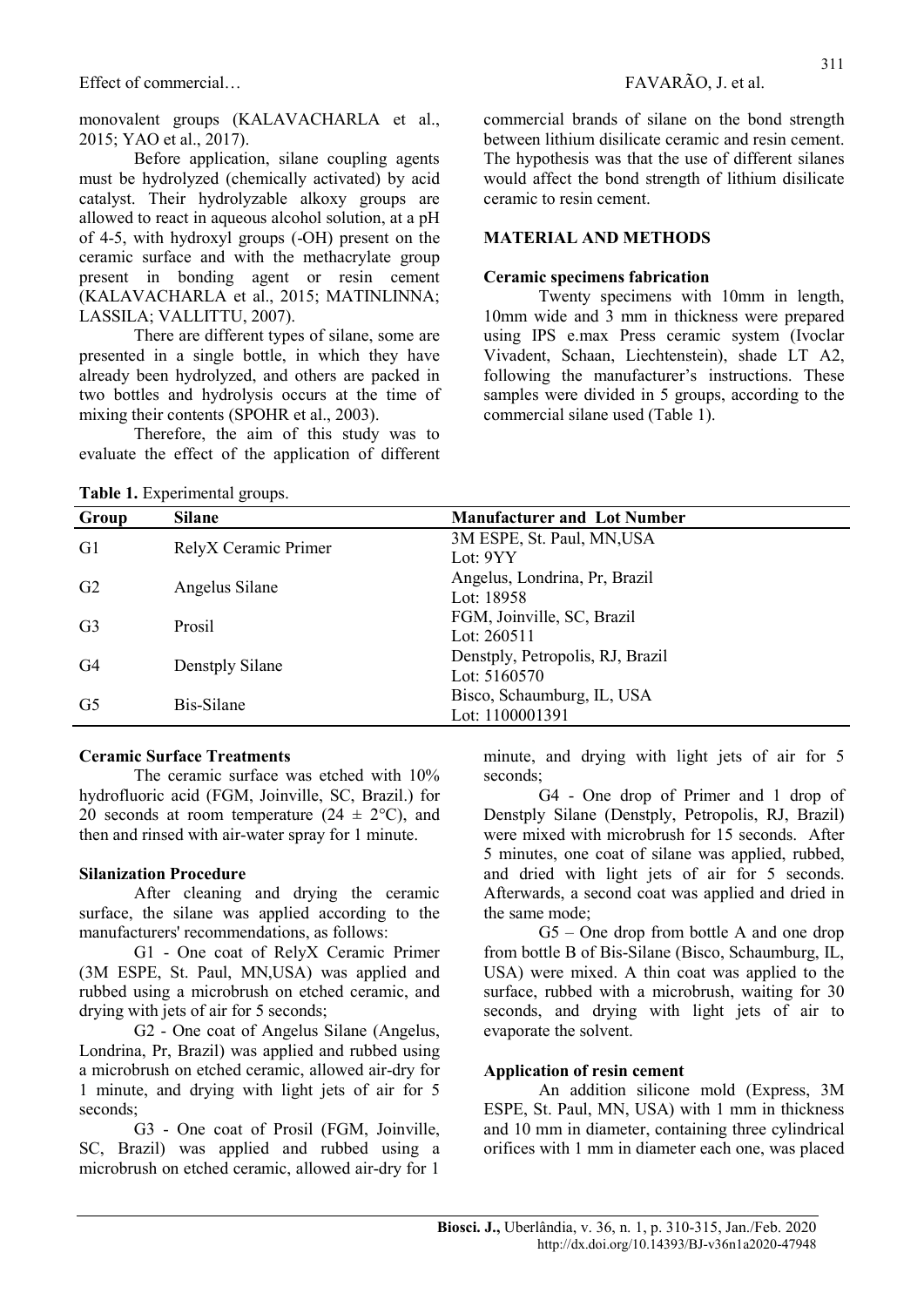monovalent groups (KALAVACHARLA et al., 2015; YAO et al., 2017).

Before application, silane coupling agents must be hydrolyzed (chemically activated) by acid catalyst. Their hydrolyzable alkoxy groups are allowed to react in aqueous alcohol solution, at a pH of 4-5, with hydroxyl groups (-OH) present on the ceramic surface and with the methacrylate group present in bonding agent or resin cement (KALAVACHARLA et al., 2015; MATINLINNA; LASSILA; VALLITTU, 2007).

There are different types of silane, some are presented in a single bottle, in which they have already been hydrolyzed, and others are packed in two bottles and hydrolysis occurs at the time of mixing their contents (SPOHR et al., 2003).

Therefore, the aim of this study was to evaluate the effect of the application of different commercial brands of silane on the bond strength between lithium disilicate ceramic and resin cement. The hypothesis was that the use of different silanes would affect the bond strength of lithium disilicate ceramic to resin cement.

## MATERIAL AND METHODS

### Ceramic specimens fabrication

Twenty specimens with 10mm in length, 10mm wide and 3 mm in thickness were prepared using IPS e.max Press ceramic system (Ivoclar Vivadent, Schaan, Liechtenstein), shade LT A2, following the manufacturer's instructions. These samples were divided in 5 groups, according to the commercial silane used (Table 1).

**Table 1.** Experimental groups.

| Group | Silane | Manufacturer and Lot Number |
|---|---|---|
| G1 | RelyX Ceramic Primer | 3M ESPE, St. Paul, MN,USA<br>Lot: 9YY |
| G2 | Angelus Silane | Angelus, Londrina, Pr, Brazil<br>Lot: 18958 |
| G3 | Prosil | FGM, Joinville, SC, Brazil<br>Lot: 260511 |
| G4 | Denstply Silane | Denstply, Petropolis, RJ, Brazil<br>Lot: 5160570 |
| G5 | Bis-Silane | Bisco, Schaumburg, IL, USA<br>Lot: 1100001391 |

### Ceramic Surface Treatments

The ceramic surface was etched with 10% hydrofluoric acid (FGM, Joinville, SC, Brazil.) for 20 seconds at room temperature (24 ± 2°C), and then and rinsed with air-water spray for 1 minute.

### Silanization Procedure

After cleaning and drying the ceramic surface, the silane was applied according to the manufacturers' recommendations, as follows:

G1 - One coat of RelyX Ceramic Primer (3M ESPE, St. Paul, MN,USA) was applied and rubbed using a microbrush on etched ceramic, and drying with jets of air for 5 seconds;

G2 - One coat of Angelus Silane (Angelus, Londrina, Pr, Brazil) was applied and rubbed using a microbrush on etched ceramic, allowed air-dry for 1 minute, and drying with light jets of air for 5 seconds;

G3 - One coat of Prosil (FGM, Joinville, SC, Brazil) was applied and rubbed using a microbrush on etched ceramic, allowed air-dry for 1 minute, and drying with light jets of air for 5 seconds;

G4 - One drop of Primer and 1 drop of Denstply Silane (Denstply, Petropolis, RJ, Brazil) were mixed with microbrush for 15 seconds. After 5 minutes, one coat of silane was applied, rubbed, and dried with light jets of air for 5 seconds. Afterwards, a second coat was applied and dried in the same mode;

G5 – One drop from bottle A and one drop from bottle B of Bis-Silane (Bisco, Schaumburg, IL, USA) were mixed. A thin coat was applied to the surface, rubbed with a microbrush, waiting for 30 seconds, and drying with light jets of air to evaporate the solvent.

### Application of resin cement

An addition silicone mold (Express, 3M ESPE, St. Paul, MN, USA) with 1 mm in thickness and 10 mm in diameter, containing three cylindrical orifices with 1 mm in diameter each one, was placed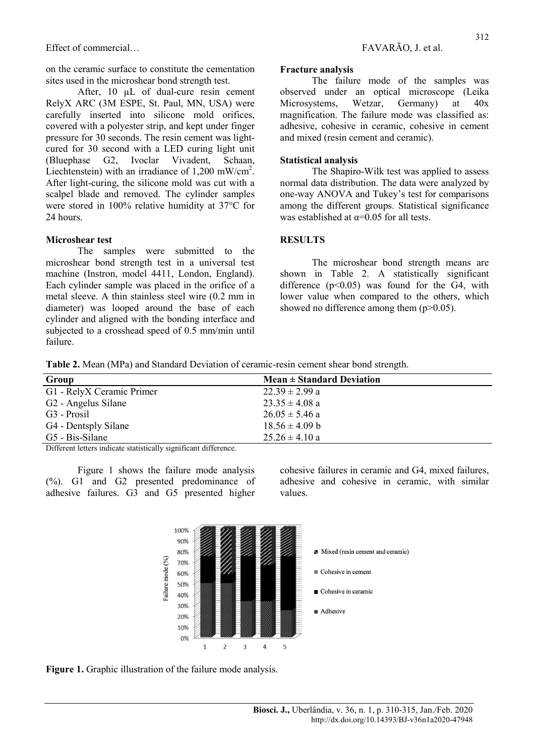on the ceramic surface to constitute the cementation sites used in the microshear bond strength test.

After, 10 µL of dual-cure resin cement RelyX ARC (3M ESPE, St. Paul, MN, USA) were carefully inserted into silicone mold orifices, covered with a polyester strip, and kept under finger pressure for 30 seconds. The resin cement was light-cured for 30 second with a LED curing light unit (Bluephase G2, Ivoclar Vivadent, Schaan, Liechtenstein) with an irradiance of 1,200 mW/cm$^2$. After light-curing, the silicone mold was cut with a scalpel blade and removed. The cylinder samples were stored in 100% relative humidity at 37°C for 24 hours.

**Microshear test**

The samples were submitted to the microshear bond strength test in a universal test machine (Instron, model 4411, London, England). Each cylinder sample was placed in the orifice of a metal sleeve. A thin stainless steel wire (0.2 mm in diameter) was looped around the base of each cylinder and aligned with the bonding interface and subjected to a crosshead speed of 0.5 mm/min until failure.

**Fracture analysis**

The failure mode of the samples was observed under an optical microscope (Leika Microsystems, Wetzar, Germany) at 40x magnification. The failure mode was classified as: adhesive, cohesive in ceramic, cohesive in cement and mixed (resin cement and ceramic).

**Statistical analysis**

The Shapiro-Wilk test was applied to assess normal data distribution. The data were analyzed by one-way ANOVA and Tukey's test for comparisons among the different groups. Statistical significance was established at $\alpha=0.05$ for all tests.

## RESULTS

The microshear bond strength means are shown in Table 2. A statistically significant difference ($p<0.05$) was found for the G4, with lower value when compared to the others, which showed no difference among them ($p>0.05$).

**Table 2.** Mean (MPa) and Standard Deviation of ceramic-resin cement shear bond strength.

| Group | Mean ± Standard Deviation |
|---|---|
| G1 - RelyX Ceramic Primer | 22.39 ± 2.99 a |
| G2 - Angelus Silane | 23.35 ± 4.08 a |
| G3 - Prosil | 26.05 ± 5.46 a |
| G4 - Dentsply Silane | 18.56 ± 4.09 b |
| G5 - Bis-Silane | 25.26 ± 4.10 a |

Different letters indicate statistically significant difference.

Figure 1 shows the failure mode analysis (%). G1 and G2 presented predominance of adhesive failures. G3 and G5 presented higher cohesive failures in ceramic and G4, mixed failures, adhesive and cohesive in ceramic, with similar values.

**Figure 1.** Graphic illustration of the failure mode analysis.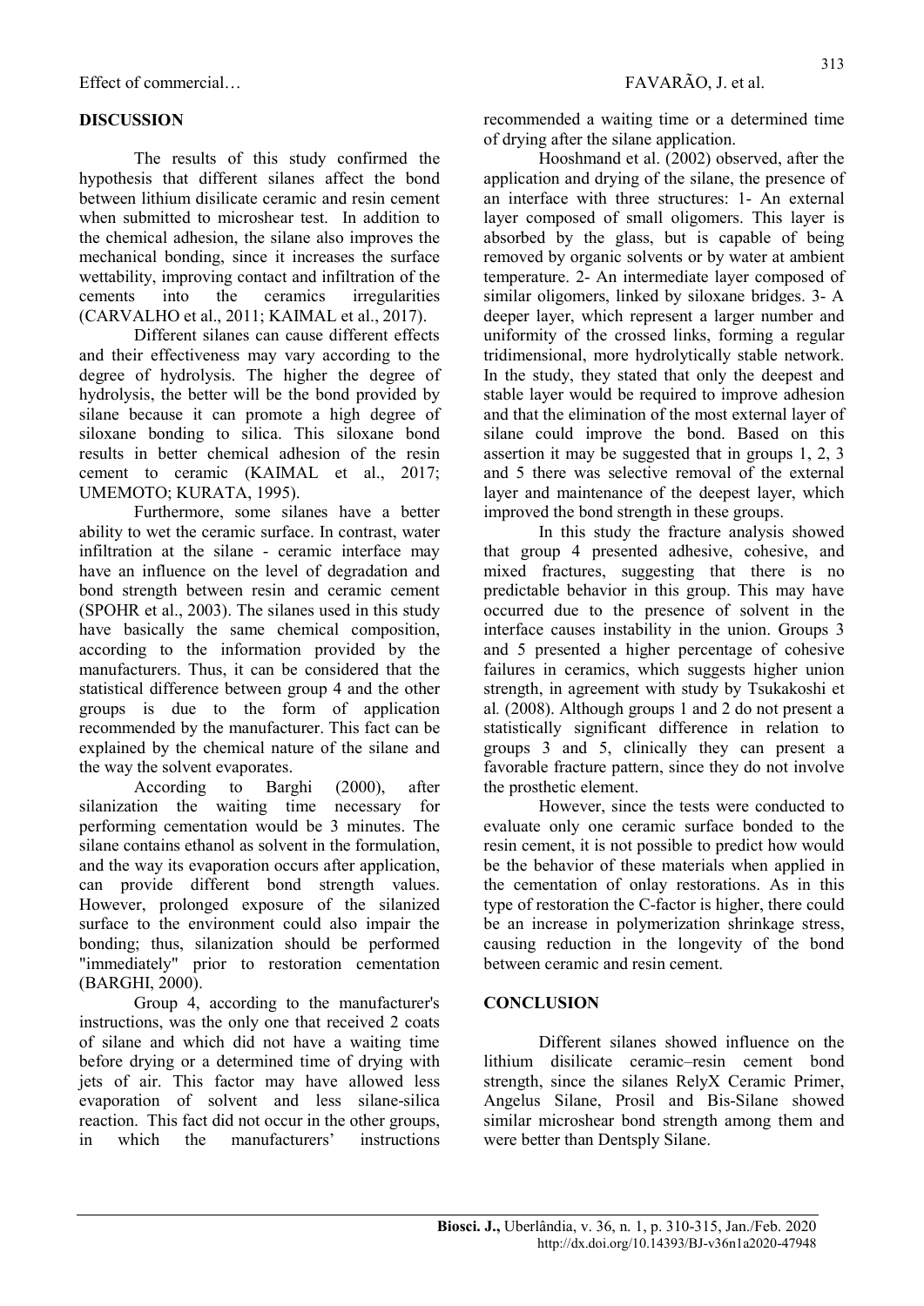## DISCUSSION

The results of this study confirmed the hypothesis that different silanes affect the bond between lithium disilicate ceramic and resin cement when submitted to microshear test. In addition to the chemical adhesion, the silane also improves the mechanical bonding, since it increases the surface wettability, improving contact and infiltration of the cements into the ceramics irregularities (CARVALHO et al., 2011; KAIMAL et al., 2017).

Different silanes can cause different effects and their effectiveness may vary according to the degree of hydrolysis. The higher the degree of hydrolysis, the better will be the bond provided by silane because it can promote a high degree of siloxane bonding to silica. This siloxane bond results in better chemical adhesion of the resin cement to ceramic (KAIMAL et al., 2017; UMEMOTO; KURATA, 1995).

Furthermore, some silanes have a better ability to wet the ceramic surface. In contrast, water infiltration at the silane - ceramic interface may have an influence on the level of degradation and bond strength between resin and ceramic cement (SPOHR et al., 2003). The silanes used in this study have basically the same chemical composition, according to the information provided by the manufacturers. Thus, it can be considered that the statistical difference between group 4 and the other groups is due to the form of application recommended by the manufacturer. This fact can be explained by the chemical nature of the silane and the way the solvent evaporates.

According to Barghi (2000), after silanization the waiting time necessary for performing cementation would be 3 minutes. The silane contains ethanol as solvent in the formulation, and the way its evaporation occurs after application, can provide different bond strength values. However, prolonged exposure of the silanized surface to the environment could also impair the bonding; thus, silanization should be performed "immediately" prior to restoration cementation (BARGHI, 2000).

Group 4, according to the manufacturer's instructions, was the only one that received 2 coats of silane and which did not have a waiting time before drying or a determined time of drying with jets of air. This factor may have allowed less evaporation of solvent and less silane-silica reaction. This fact did not occur in the other groups, in which the manufacturers' instructions recommended a waiting time or a determined time of drying after the silane application.

Hooshmand et al. (2002) observed, after the application and drying of the silane, the presence of an interface with three structures: 1- An external layer composed of small oligomers. This layer is absorbed by the glass, but is capable of being removed by organic solvents or by water at ambient temperature. 2- An intermediate layer composed of similar oligomers, linked by siloxane bridges. 3- A deeper layer, which represent a larger number and uniformity of the crossed links, forming a regular tridimensional, more hydrolytically stable network. In the study, they stated that only the deepest and stable layer would be required to improve adhesion and that the elimination of the most external layer of silane could improve the bond. Based on this assertion it may be suggested that in groups 1, 2, 3 and 5 there was selective removal of the external layer and maintenance of the deepest layer, which improved the bond strength in these groups.

In this study the fracture analysis showed that group 4 presented adhesive, cohesive, and mixed fractures, suggesting that there is no predictable behavior in this group. This may have occurred due to the presence of solvent in the interface causes instability in the union. Groups 3 and 5 presented a higher percentage of cohesive failures in ceramics, which suggests higher union strength, in agreement with study by Tsukakoshi et al*.* (2008). Although groups 1 and 2 do not present a statistically significant difference in relation to groups 3 and 5, clinically they can present a favorable fracture pattern, since they do not involve the prosthetic element.

However, since the tests were conducted to evaluate only one ceramic surface bonded to the resin cement, it is not possible to predict how would be the behavior of these materials when applied in the cementation of onlay restorations. As in this type of restoration the C-factor is higher, there could be an increase in polymerization shrinkage stress, causing reduction in the longevity of the bond between ceramic and resin cement.

## CONCLUSION

Different silanes showed influence on the lithium disilicate ceramic–resin cement bond strength, since the silanes RelyX Ceramic Primer, Angelus Silane, Prosil and Bis-Silane showed similar microshear bond strength among them and were better than Dentsply Silane.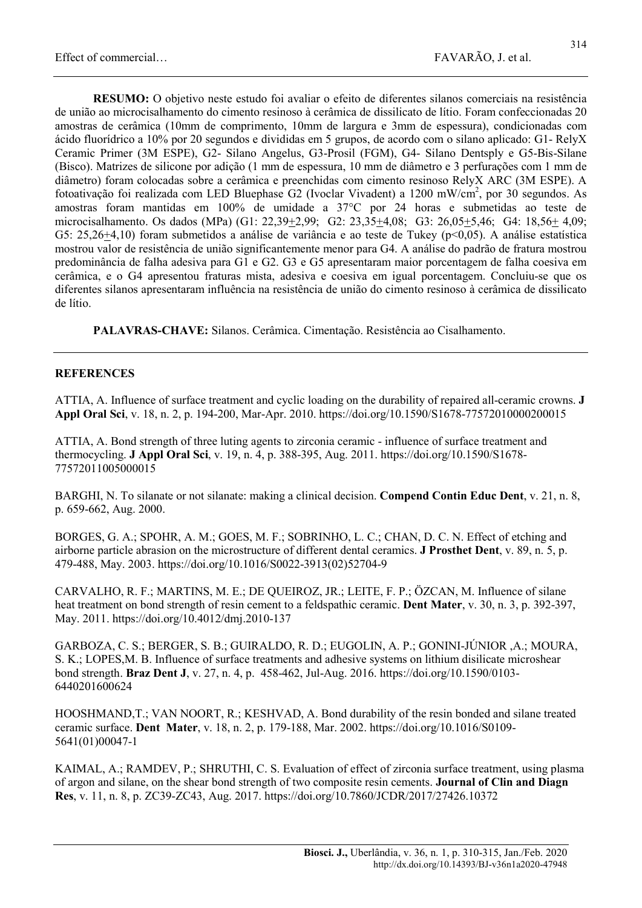**RESUMO:** O objetivo neste estudo foi avaliar o efeito de diferentes silanos comerciais na resistência de união ao microcisalhamento do cimento resinoso à cerâmica de dissilicato de lítio. Foram confeccionadas 20 amostras de cerâmica (10mm de comprimento, 10mm de largura e 3mm de espessura), condicionadas com ácido fluorídrico a 10% por 20 segundos e divididas em 5 grupos, de acordo com o silano aplicado: G1- RelyX Ceramic Primer (3M ESPE), G2- Silano Angelus, G3-Prosil (FGM), G4- Silano Dentsply e G5-Bis-Silane (Bisco). Matrizes de silicone por adição (1 mm de espessura, 10 mm de diâmetro e 3 perfurações com 1 mm de diâmetro) foram colocadas sobre a cerâmica e preenchidas com cimento resinoso RelyX ARC (3M ESPE). A fotoativação foi realizada com LED Bluephase G2 (Ivoclar Vivadent) a 1200 mW/cm$^2$, por 30 segundos. As amostras foram mantidas em 100% de umidade a 37°C por 24 horas e submetidas ao teste de microcisalhamento. Os dados (MPa) (G1: 22,39$\pm$2,99; G2: 23,35$\pm$4,08; G3: 26,05$\pm$5,46; G4: 18,56$\pm$ 4,09; G5: 25,26$\pm$4,10) foram submetidos a análise de variância e ao teste de Tukey ($p<0,05$). A análise estatística mostrou valor de resistência de união significantemente menor para G4. A análise do padrão de fratura mostrou predominância de falha adesiva para G1 e G2. G3 e G5 apresentaram maior porcentagem de falha coesiva em cerâmica, e o G4 apresentou fraturas mista, adesiva e coesiva em igual porcentagem. Concluiu-se que os diferentes silanos apresentaram influência na resistência de união do cimento resinoso à cerâmica de dissilicato de lítio.

**PALAVRAS-CHAVE:** Silanos. Cerâmica. Cimentação. Resistência ao Cisalhamento.

## REFERENCES

ATTIA, A. Influence of surface treatment and cyclic loading on the durability of repaired all-ceramic crowns. **J Appl Oral Sci**, v. 18, n. 2, p. 194-200, Mar-Apr. 2010. https://doi.org/10.1590/S1678-77572010000200015

ATTIA, A. Bond strength of three luting agents to zirconia ceramic - influence of surface treatment and thermocycling. **J Appl Oral Sci**, v. 19, n. 4, p. 388-395, Aug. 2011. https://doi.org/10.1590/S1678-77572011005000015

BARGHI, N. To silanate or not silanate: making a clinical decision. **Compend Contin Educ Dent**, v. 21, n. 8, p. 659-662, Aug. 2000.

BORGES, G. A.; SPOHR, A. M.; GOES, M. F.; SOBRINHO, L. C.; CHAN, D. C. N. Effect of etching and airborne particle abrasion on the microstructure of different dental ceramics. **J Prosthet Dent**, v. 89, n. 5, p. 479-488, May. 2003. https://doi.org/10.1016/S0022-3913(02)52704-9

CARVALHO, R. F.; MARTINS, M. E.; DE QUEIROZ, JR.; LEITE, F. P.; ÖZCAN, M. Influence of silane heat treatment on bond strength of resin cement to a feldspathic ceramic. **Dent Mater**, v. 30, n. 3, p. 392-397, May. 2011. https://doi.org/10.4012/dmj.2010-137

GARBOZA, C. S.; BERGER, S. B.; GUIRALDO, R. D.; EUGOLIN, A. P.; GONINI-JÚNIOR ,A.; MOURA, S. K.; LOPES,M. B. Influence of surface treatments and adhesive systems on lithium disilicate microshear bond strength. **Braz Dent J**, v. 27, n. 4, p. 458-462, Jul-Aug. 2016. https://doi.org/10.1590/0103-6440201600624

HOOSHMAND,T.; VAN NOORT, R.; KESHVAD, A. Bond durability of the resin bonded and silane treated ceramic surface. **Dent Mater**, v. 18, n. 2, p. 179-188, Mar. 2002. https://doi.org/10.1016/S0109-5641(01)00047-1

KAIMAL, A.; RAMDEV, P.; SHRUTHI, C. S. Evaluation of effect of zirconia surface treatment, using plasma of argon and silane, on the shear bond strength of two composite resin cements. **Journal of Clin and Diagn Res**, v. 11, n. 8, p. ZC39-ZC43, Aug. 2017. https://doi.org/10.7860/JCDR/2017/27426.10372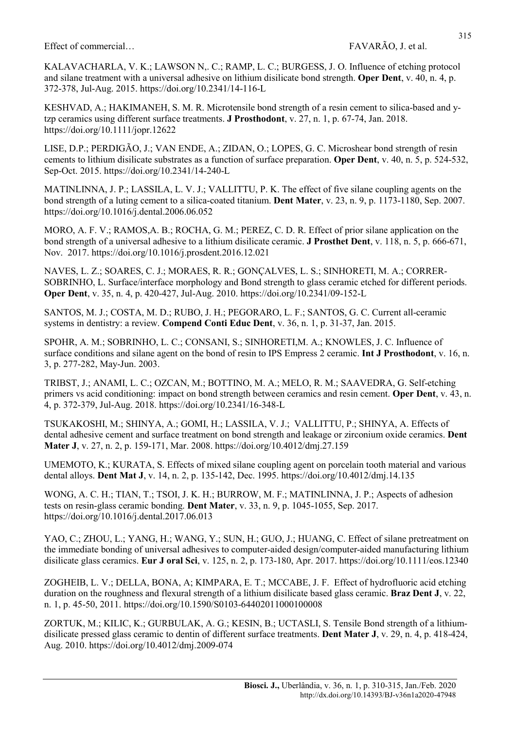KALAVACHARLA, V. K.; LAWSON N,. C.; RAMP, L. C.; BURGESS, J. O. Influence of etching protocol and silane treatment with a universal adhesive on lithium disilicate bond strength. **Oper Dent**, v. 40, n. 4, p. 372-378, Jul-Aug. 2015. https://doi.org/10.2341/14-116-L

KESHVAD, A.; HAKIMANEH, S. M. R. Microtensile bond strength of a resin cement to silica-based and y-tzp ceramics using different surface treatments. **J Prosthodont**, v. 27, n. 1, p. 67-74, Jan. 2018. https://doi.org/10.1111/jopr.12622

LISE, D.P.; PERDIGÃO, J.; VAN ENDE, A.; ZIDAN, O.; LOPES, G. C. Microshear bond strength of resin cements to lithium disilicate substrates as a function of surface preparation. **Oper Dent**, v. 40, n. 5, p. 524-532, Sep-Oct. 2015. https://doi.org/10.2341/14-240-L

MATINLINNA, J. P.; LASSILA, L. V. J.; VALLITTU, P. K. The effect of five silane coupling agents on the bond strength of a luting cement to a silica-coated titanium. **Dent Mater**, v. 23, n. 9, p. 1173-1180, Sep. 2007. https://doi.org/10.1016/j.dental.2006.06.052

MORO, A. F. V.; RAMOS,A. B.; ROCHA, G. M.; PEREZ, C. D. R. Effect of prior silane application on the bond strength of a universal adhesive to a lithium disilicate ceramic. **J Prosthet Dent**, v. 118, n. 5, p. 666-671, Nov. 2017. https://doi.org/10.1016/j.prosdent.2016.12.021

NAVES, L. Z.; SOARES, C. J.; MORAES, R. R.; GONÇALVES, L. S.; SINHORETI, M. A.; CORRER-SOBRINHO, L. Surface/interface morphology and Bond strength to glass ceramic etched for different periods. **Oper Dent**, v. 35, n. 4, p. 420-427, Jul-Aug. 2010. https://doi.org/10.2341/09-152-L

SANTOS, M. J.; COSTA, M. D.; RUBO, J. H.; PEGORARO, L. F.; SANTOS, G. C. Current all-ceramic systems in dentistry: a review. **Compend Conti Educ Dent**, v. 36, n. 1, p. 31-37, Jan. 2015.

SPOHR, A. M.; SOBRINHO, L. C.; CONSANI, S.; SINHORETI,M. A.; KNOWLES, J. C. Influence of surface conditions and silane agent on the bond of resin to IPS Empress 2 ceramic. **Int J Prosthodont**, v. 16, n. 3, p. 277-282, May-Jun. 2003.

TRIBST, J.; ANAMI, L. C.; OZCAN, M.; BOTTINO, M. A.; MELO, R. M.; SAAVEDRA, G. Self-etching primers vs acid conditioning: impact on bond strength between ceramics and resin cement. **Oper Dent**, v. 43, n. 4, p. 372-379, Jul-Aug. 2018. https://doi.org/10.2341/16-348-L

TSUKAKOSHI, M.; SHINYA, A.; GOMI, H.; LASSILA, V. J.; VALLITTU, P.; SHINYA, A. Effects of dental adhesive cement and surface treatment on bond strength and leakage or zirconium oxide ceramics. **Dent Mater J**, v. 27, n. 2, p. 159-171, Mar. 2008. https://doi.org/10.4012/dmj.27.159

UMEMOTO, K.; KURATA, S. Effects of mixed silane coupling agent on porcelain tooth material and various dental alloys. **Dent Mat J**, v. 14, n. 2, p. 135-142, Dec. 1995. https://doi.org/10.4012/dmj.14.135

WONG, A. C. H.; TIAN, T.; TSOI, J. K. H.; BURROW, M. F.; MATINLINNA, J. P.; Aspects of adhesion tests on resin-glass ceramic bonding. **Dent Mater**, v. 33, n. 9, p. 1045-1055, Sep. 2017. https://doi.org/10.1016/j.dental.2017.06.013

YAO, C.; ZHOU, L.; YANG, H.; WANG, Y.; SUN, H.; GUO, J.; HUANG, C. Effect of silane pretreatment on the immediate bonding of universal adhesives to computer-aided design/computer-aided manufacturing lithium disilicate glass ceramics. **Eur J oral Sci**, v. 125, n. 2, p. 173-180, Apr. 2017. https://doi.org/10.1111/eos.12340

ZOGHEIB, L. V.; DELLA, BONA, A; KIMPARA, E. T.; MCCABE, J. F. Effect of hydrofluoric acid etching duration on the roughness and flexural strength of a lithium disilicate based glass ceramic. **Braz Dent J**, v. 22, n. 1, p. 45-50, 2011. https://doi.org/10.1590/S0103-64402011000100008

ZORTUK, M.; KILIC, K.; GURBULAK, A. G.; KESIN, B.; UCTASLI, S. Tensile Bond strength of a lithium-disilicate pressed glass ceramic to dentin of different surface treatments. **Dent Mater J**, v. 29, n. 4, p. 418-424, Aug. 2010. https://doi.org/10.4012/dmj.2009-074